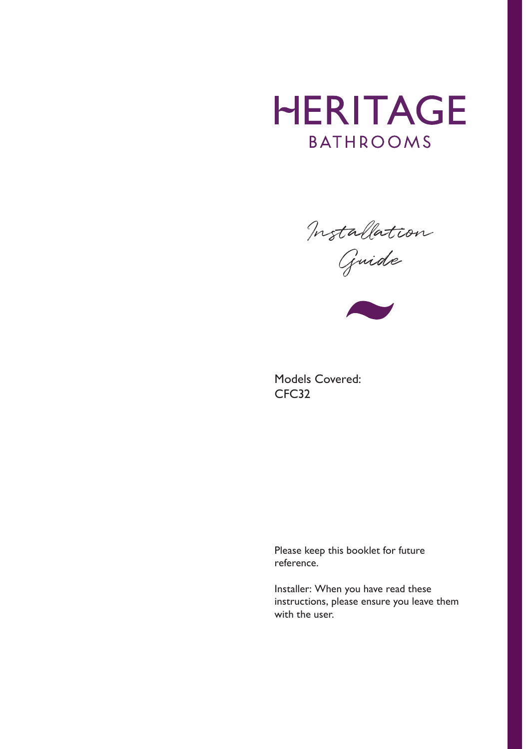# HERITAGE

## BATHROOMS

*Installation Guide*

Models Covered:
CFC32

Please keep this booklet for future reference.

Installer: When you have read these instructions, please ensure you leave them with the user.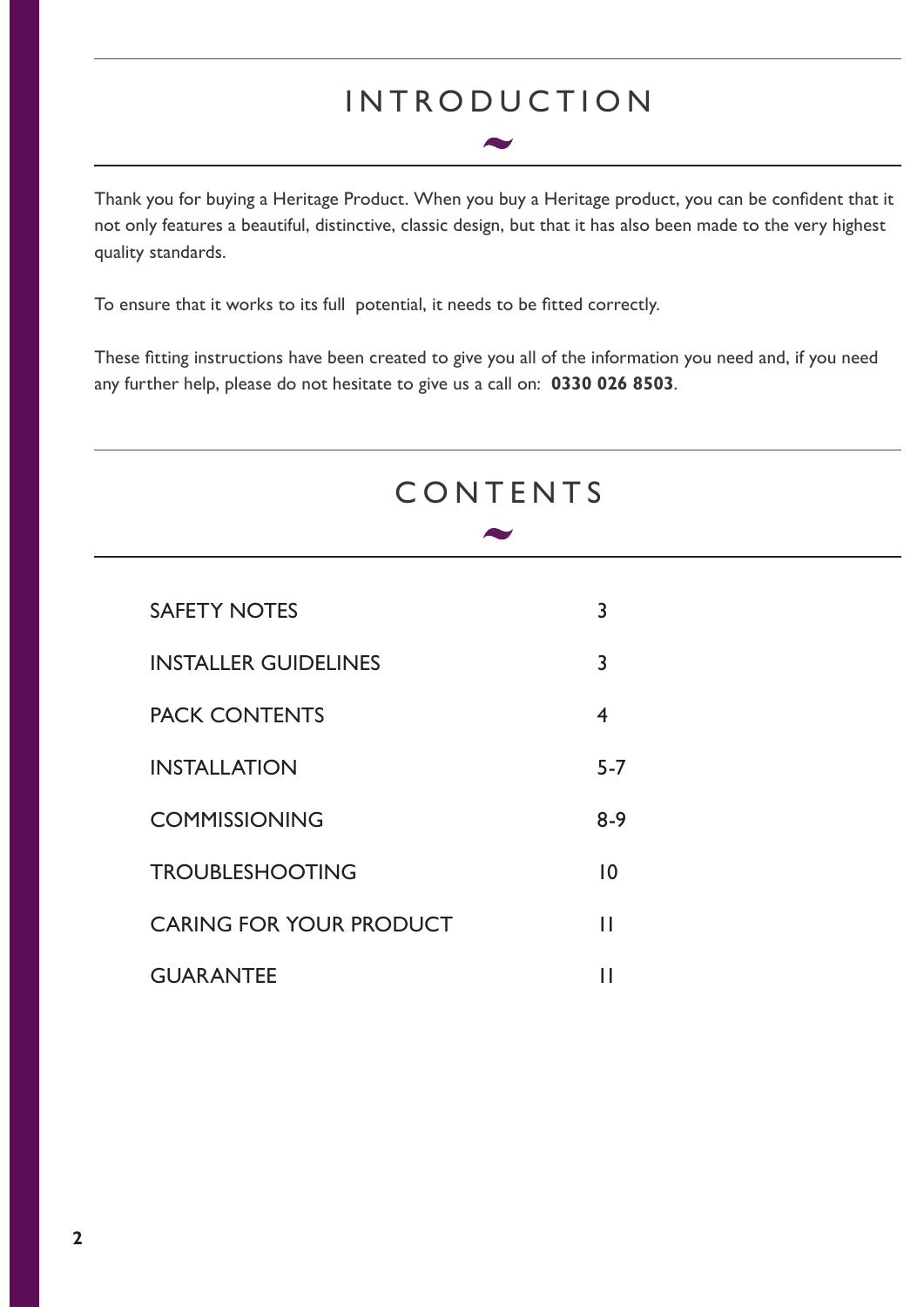# INTRODUCTION

Thank you for buying a Heritage Product. When you buy a Heritage product, you can be confident that it not only features a beautiful, distinctive, classic design, but that it has also been made to the very highest quality standards.

To ensure that it works to its full potential, it needs to be fitted correctly.

These fitting instructions have been created to give you all of the information you need and, if you need any further help, please do not hesitate to give us a call on: **0330 026 8503**.

# CONTENTS

| | |
|---|---|
| SAFETY NOTES | 3 |
| INSTALLER GUIDELINES | 3 |
| PACK CONTENTS | 4 |
| INSTALLATION | 5-7 |
| COMMISSIONING | 8-9 |
| TROUBLESHOOTING | 10 |
| CARING FOR YOUR PRODUCT | 11 |
| GUARANTEE | 11 |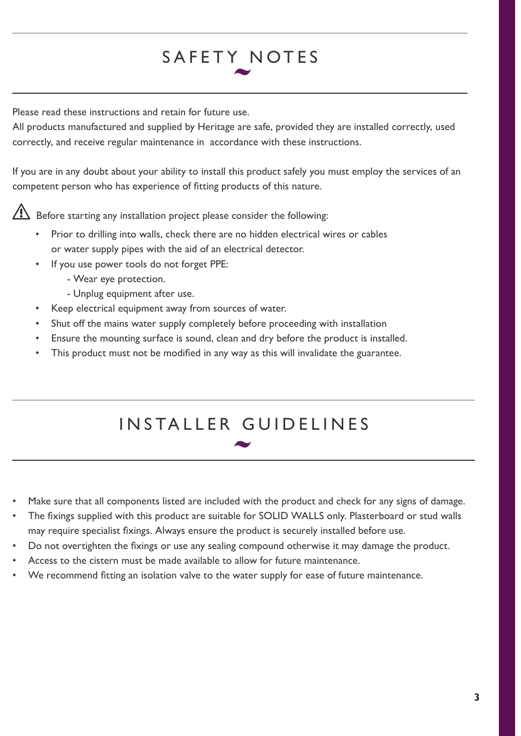# SAFETY NOTES

Please read these instructions and retain for future use.
All products manufactured and supplied by Heritage are safe, provided they are installed correctly, used correctly, and receive regular maintenance in accordance with these instructions.

If you are in any doubt about your ability to install this product safely you must employ the services of an competent person who has experience of fitting products of this nature.

⚠ Before starting any installation project please consider the following:

- Prior to drilling into walls, check there are no hidden electrical wires or cables or water supply pipes with the aid of an electrical detector.
- If you use power tools do not forget PPE:
  - Wear eye protection.
  - Unplug equipment after use.
- Keep electrical equipment away from sources of water.
- Shut off the mains water supply completely before proceeding with installation
- Ensure the mounting surface is sound, clean and dry before the product is installed.
- This product must not be modified in any way as this will invalidate the guarantee.

# INSTALLER GUIDELINES

- Make sure that all components listed are included with the product and check for any signs of damage.
- The fixings supplied with this product are suitable for SOLID WALLS only. Plasterboard or stud walls may require specialist fixings. Always ensure the product is securely installed before use.
- Do not overtighten the fixings or use any sealing compound otherwise it may damage the product.
- Access to the cistern must be made available to allow for future maintenance.
- We recommend fitting an isolation valve to the water supply for ease of future maintenance.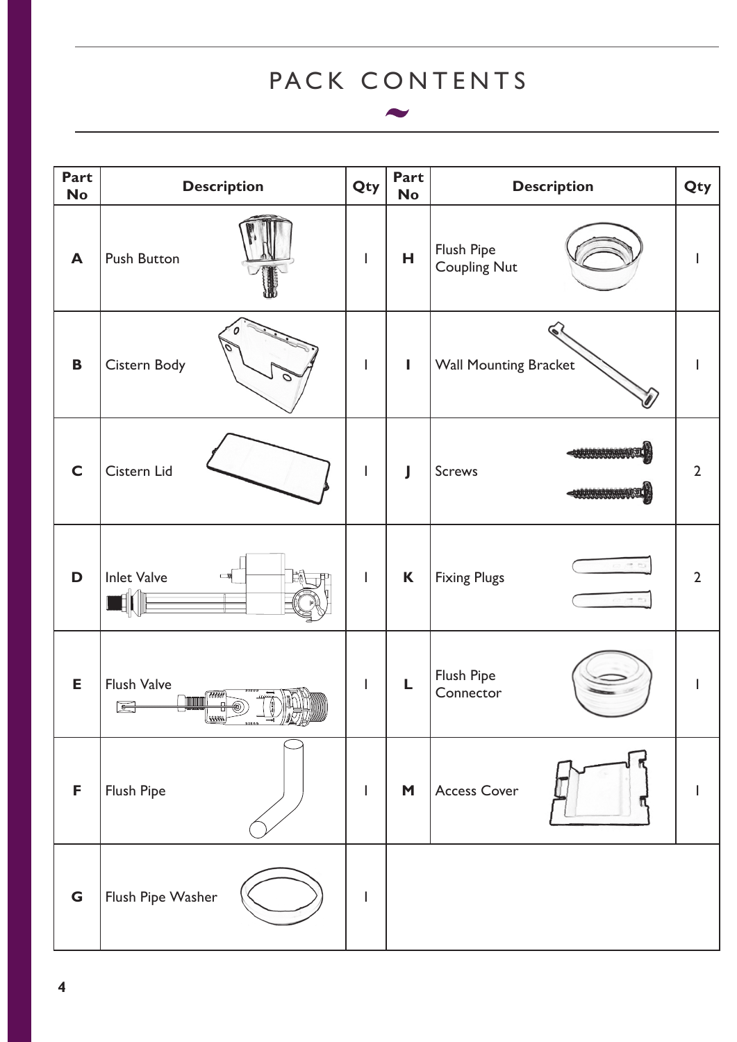# PACK CONTENTS

| Part No | Description | Qty | Part No | Description | Qty |
|---|---|---|---|---|---|
| A | Push Button | 1 | H | Flush Pipe Coupling Nut | 1 |
| B | Cistern Body | 1 | I | Wall Mounting Bracket | 1 |
| C | Cistern Lid | 1 | J | Screws | 2 |
| D | Inlet Valve | 1 | K | Fixing Plugs | 2 |
| E | Flush Valve | 1 | L | Flush Pipe Connector | 1 |
| F | Flush Pipe | 1 | M | Access Cover | 1 |
| G | Flush Pipe Washer | 1 | | | |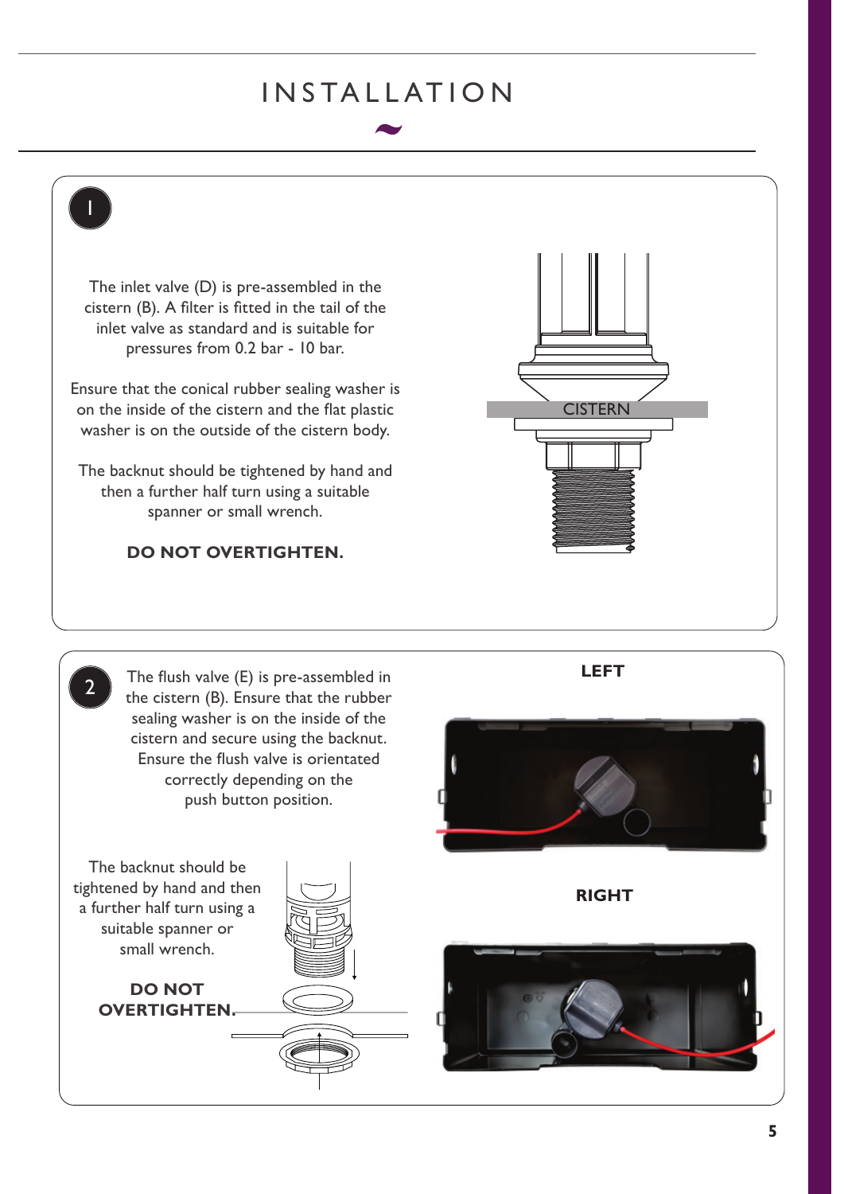# INSTALLATION

## 1

The inlet valve (D) is pre-assembled in the cistern (B). A filter is fitted in the tail of the inlet valve as standard and is suitable for pressures from 0.2 bar - 10 bar.

Ensure that the conical rubber sealing washer is on the inside of the cistern and the flat plastic washer is on the outside of the cistern body.

The backnut should be tightened by hand and then a further half turn using a suitable spanner or small wrench.

**DO NOT OVERTIGHTEN.**

CISTERN

## 2

The flush valve (E) is pre-assembled in the cistern (B). Ensure that the rubber sealing washer is on the inside of the cistern and secure using the backnut. Ensure the flush valve is orientated correctly depending on the push button position.

The backnut should be tightened by hand and then a further half turn using a suitable spanner or small wrench.

**DO NOT OVERTIGHTEN.**

**LEFT**

**RIGHT**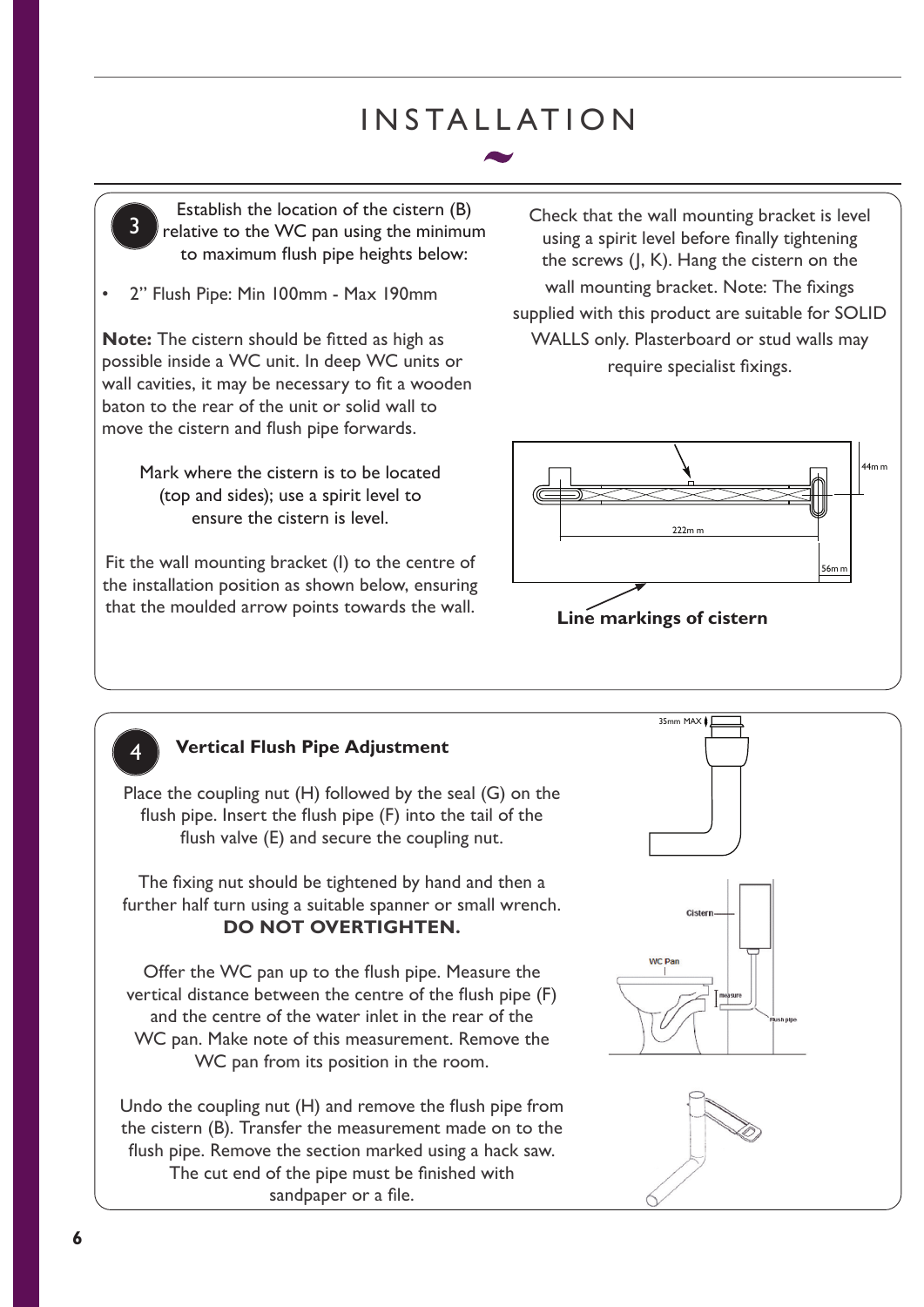# INSTALLATION

**3** Establish the location of the cistern (B) relative to the WC pan using the minimum to maximum flush pipe heights below:

- 2" Flush Pipe: Min 100mm - Max 190mm

**Note:** The cistern should be fitted as high as possible inside a WC unit. In deep WC units or wall cavities, it may be necessary to fit a wooden baton to the rear of the unit or solid wall to move the cistern and flush pipe forwards.

Mark where the cistern is to be located (top and sides); use a spirit level to ensure the cistern is level.

Fit the wall mounting bracket (I) to the centre of the installation position as shown below, ensuring that the moulded arrow points towards the wall.

Check that the wall mounting bracket is level using a spirit level before finally tightening the screws (J, K). Hang the cistern on the wall mounting bracket. Note: The fixings supplied with this product are suitable for SOLID WALLS only. Plasterboard or stud walls may require specialist fixings.

44mm

222mm

56mm

**Line markings of cistern**

**4** **Vertical Flush Pipe Adjustment**

Place the coupling nut (H) followed by the seal (G) on the flush pipe. Insert the flush pipe (F) into the tail of the flush valve (E) and secure the coupling nut.

The fixing nut should be tightened by hand and then a further half turn using a suitable spanner or small wrench.
**DO NOT OVERTIGHTEN.**

Offer the WC pan up to the flush pipe. Measure the vertical distance between the centre of the flush pipe (F) and the centre of the water inlet in the rear of the WC pan. Make note of this measurement. Remove the WC pan from its position in the room.

Undo the coupling nut (H) and remove the flush pipe from the cistern (B). Transfer the measurement made on to the flush pipe. Remove the section marked using a hack saw. The cut end of the pipe must be finished with sandpaper or a file.

35mm MAX

Cistern

WC Pan

measure

Flush pipe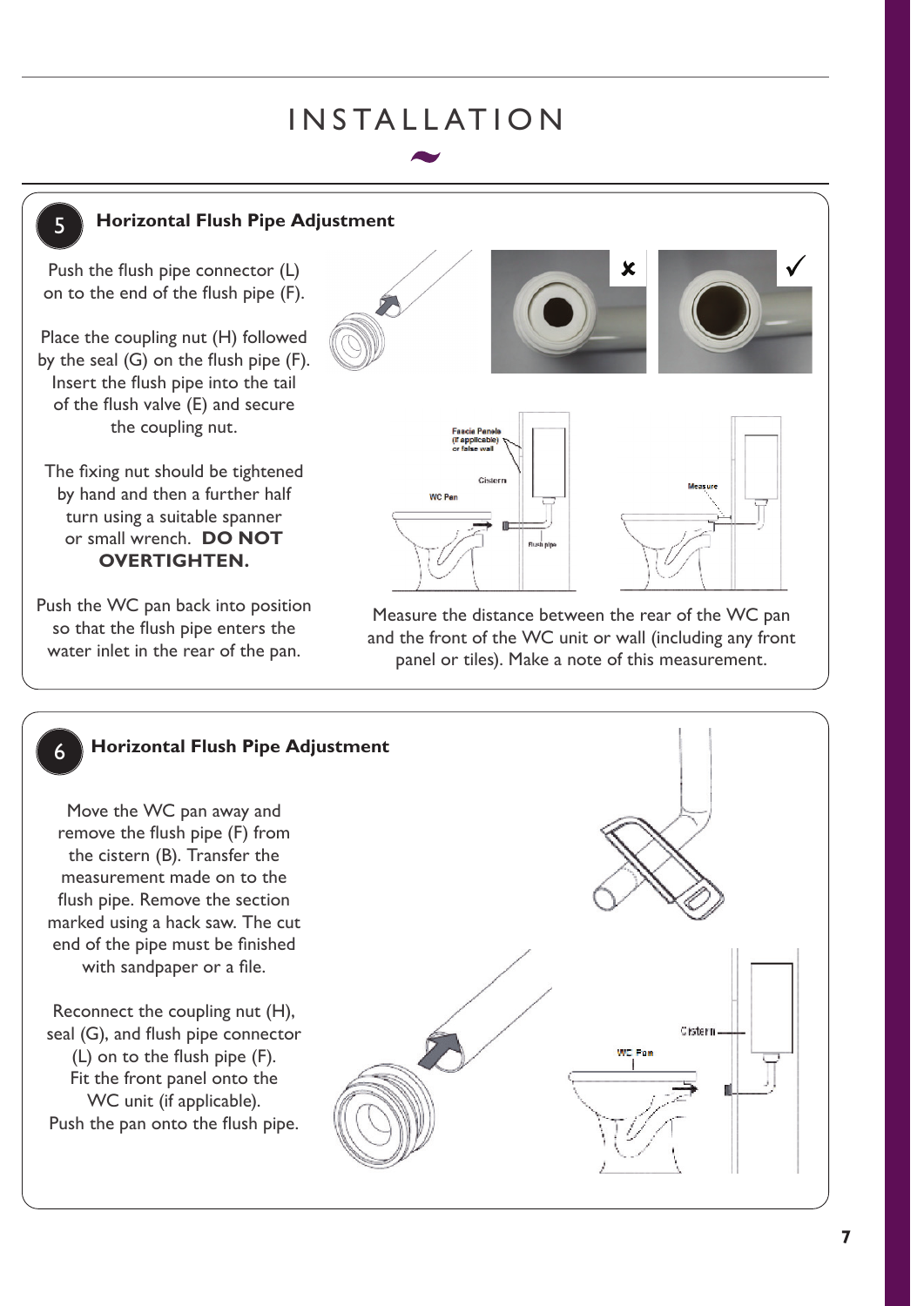# INSTALLATION

## 5 Horizontal Flush Pipe Adjustment

Push the flush pipe connector (L) on to the end of the flush pipe (F).

Place the coupling nut (H) followed by the seal (G) on the flush pipe (F). Insert the flush pipe into the tail of the flush valve (E) and secure the coupling nut.

The fixing nut should be tightened by hand and then a further half turn using a suitable spanner or small wrench. **DO NOT OVERTIGHTEN.**

Push the WC pan back into position so that the flush pipe enters the water inlet in the rear of the pan.

Measure the distance between the rear of the WC pan and the front of the WC unit or wall (including any front panel or tiles). Make a note of this measurement.

## 6 Horizontal Flush Pipe Adjustment

Move the WC pan away and remove the flush pipe (F) from the cistern (B). Transfer the measurement made on to the flush pipe. Remove the section marked using a hack saw. The cut end of the pipe must be finished with sandpaper or a file.

Reconnect the coupling nut (H), seal (G), and flush pipe connector (L) on to the flush pipe (F). Fit the front panel onto the WC unit (if applicable). Push the pan onto the flush pipe.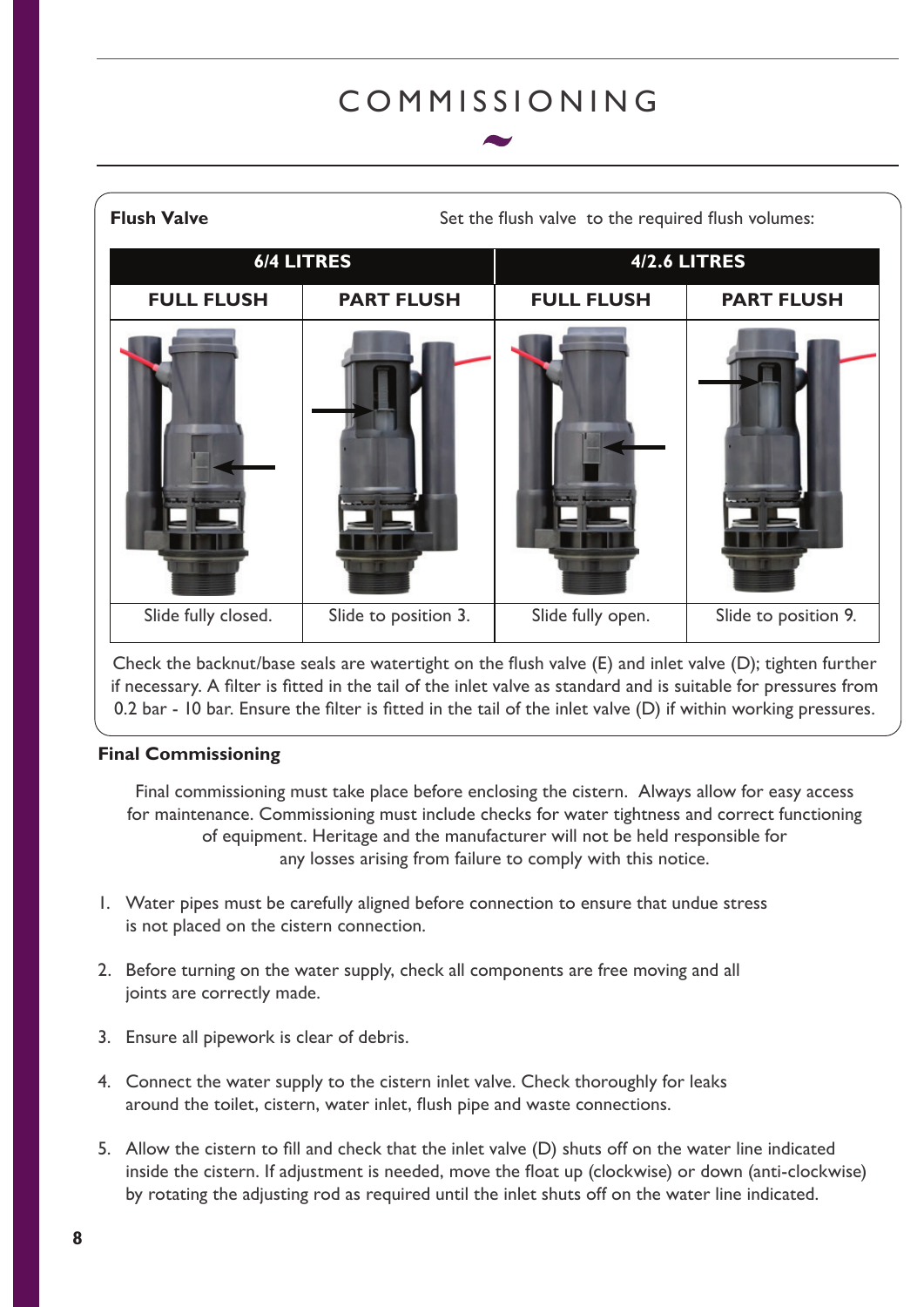# COMMISSIONING

**Flush Valve** Set the flush valve to the required flush volumes:

| 6/4 LITRES | | 4/2.6 LITRES | |
|---|---|---|---|
| FULL FLUSH | PART FLUSH | FULL FLUSH | PART FLUSH |
| Slide fully closed. | Slide to position 3. | Slide fully open. | Slide to position 9. |

Check the backnut/base seals are watertight on the flush valve (E) and inlet valve (D); tighten further if necessary. A filter is fitted in the tail of the inlet valve as standard and is suitable for pressures from 0.2 bar - 10 bar. Ensure the filter is fitted in the tail of the inlet valve (D) if within working pressures.

**Final Commissioning**

Final commissioning must take place before enclosing the cistern. Always allow for easy access for maintenance. Commissioning must include checks for water tightness and correct functioning of equipment. Heritage and the manufacturer will not be held responsible for any losses arising from failure to comply with this notice.

1. Water pipes must be carefully aligned before connection to ensure that undue stress is not placed on the cistern connection.

2. Before turning on the water supply, check all components are free moving and all joints are correctly made.

3. Ensure all pipework is clear of debris.

4. Connect the water supply to the cistern inlet valve. Check thoroughly for leaks around the toilet, cistern, water inlet, flush pipe and waste connections.

5. Allow the cistern to fill and check that the inlet valve (D) shuts off on the water line indicated inside the cistern. If adjustment is needed, move the float up (clockwise) or down (anti-clockwise) by rotating the adjusting rod as required until the inlet shuts off on the water line indicated.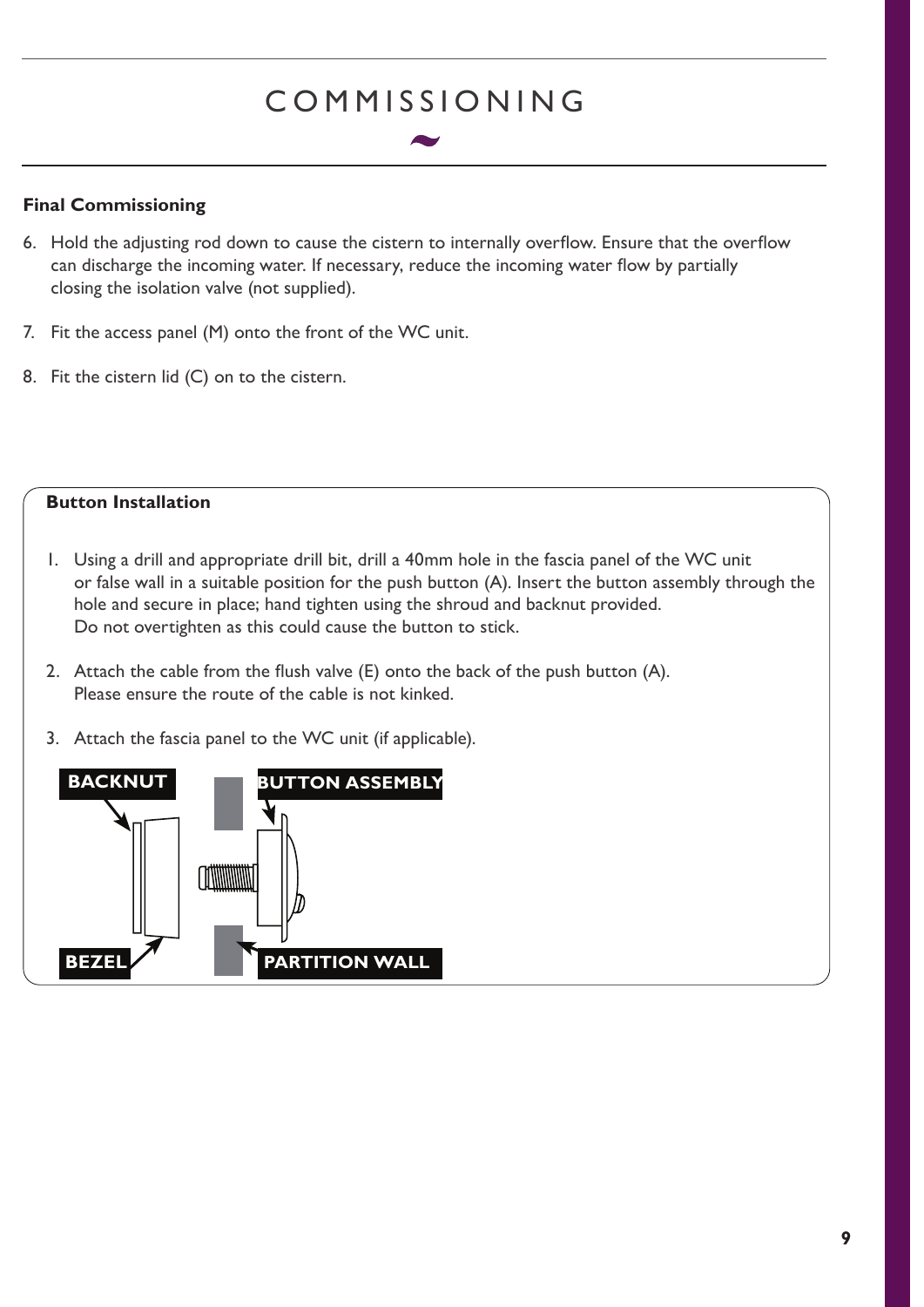# COMMISSIONING

### Final Commissioning

6. Hold the adjusting rod down to cause the cistern to internally overflow. Ensure that the overflow can discharge the incoming water. If necessary, reduce the incoming water flow by partially closing the isolation valve (not supplied).

7. Fit the access panel (M) onto the front of the WC unit.

8. Fit the cistern lid (C) on to the cistern.

### Button Installation

1. Using a drill and appropriate drill bit, drill a 40mm hole in the fascia panel of the WC unit or false wall in a suitable position for the push button (A). Insert the button assembly through the hole and secure in place; hand tighten using the shroud and backnut provided. Do not overtighten as this could cause the button to stick.

2. Attach the cable from the flush valve (E) onto the back of the push button (A). Please ensure the route of the cable is not kinked.

3. Attach the fascia panel to the WC unit (if applicable).

BACKNUT

BUTTON ASSEMBLY

BEZEL

PARTITION WALL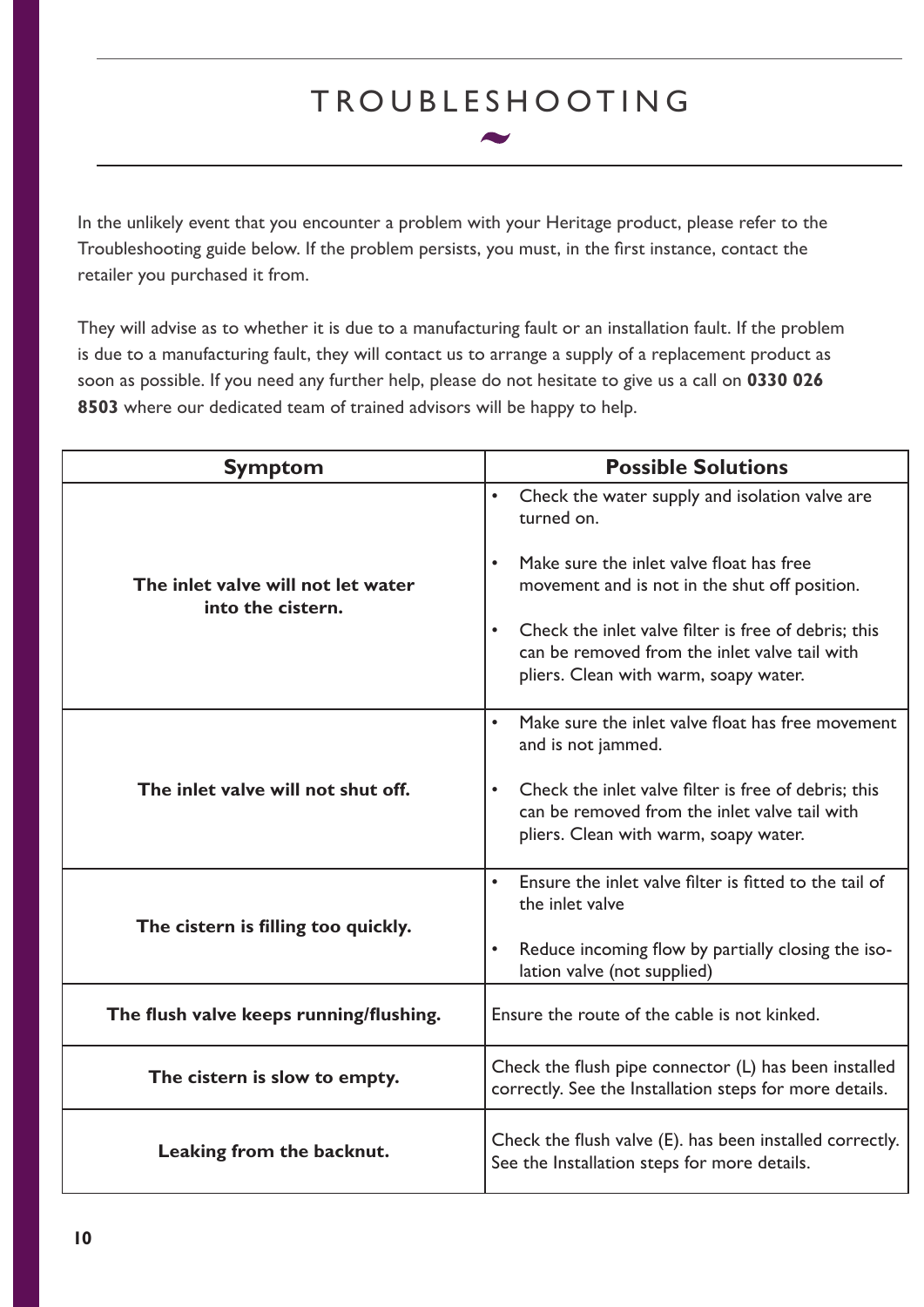# TROUBLESHOOTING

In the unlikely event that you encounter a problem with your Heritage product, please refer to the Troubleshooting guide below. If the problem persists, you must, in the first instance, contact the retailer you purchased it from.

They will advise as to whether it is due to a manufacturing fault or an installation fault. If the problem is due to a manufacturing fault, they will contact us to arrange a supply of a replacement product as soon as possible. If you need any further help, please do not hesitate to give us a call on **0330 026 8503** where our dedicated team of trained advisors will be happy to help.

| Symptom | Possible Solutions |
|---|---|
| **The inlet valve will not let water into the cistern.** | • Check the water supply and isolation valve are turned on.<br>• Make sure the inlet valve float has free movement and is not in the shut off position.<br>• Check the inlet valve filter is free of debris; this can be removed from the inlet valve tail with pliers. Clean with warm, soapy water. |
| **The inlet valve will not shut off.** | • Make sure the inlet valve float has free movement and is not jammed.<br>• Check the inlet valve filter is free of debris; this can be removed from the inlet valve tail with pliers. Clean with warm, soapy water. |
| **The cistern is filling too quickly.** | • Ensure the inlet valve filter is fitted to the tail of the inlet valve<br>• Reduce incoming flow by partially closing the isolation valve (not supplied) |
| **The flush valve keeps running/flushing.** | Ensure the route of the cable is not kinked. |
| **The cistern is slow to empty.** | Check the flush pipe connector (L) has been installed correctly. See the Installation steps for more details. |
| **Leaking from the backnut.** | Check the flush valve (E). has been installed correctly. See the Installation steps for more details. |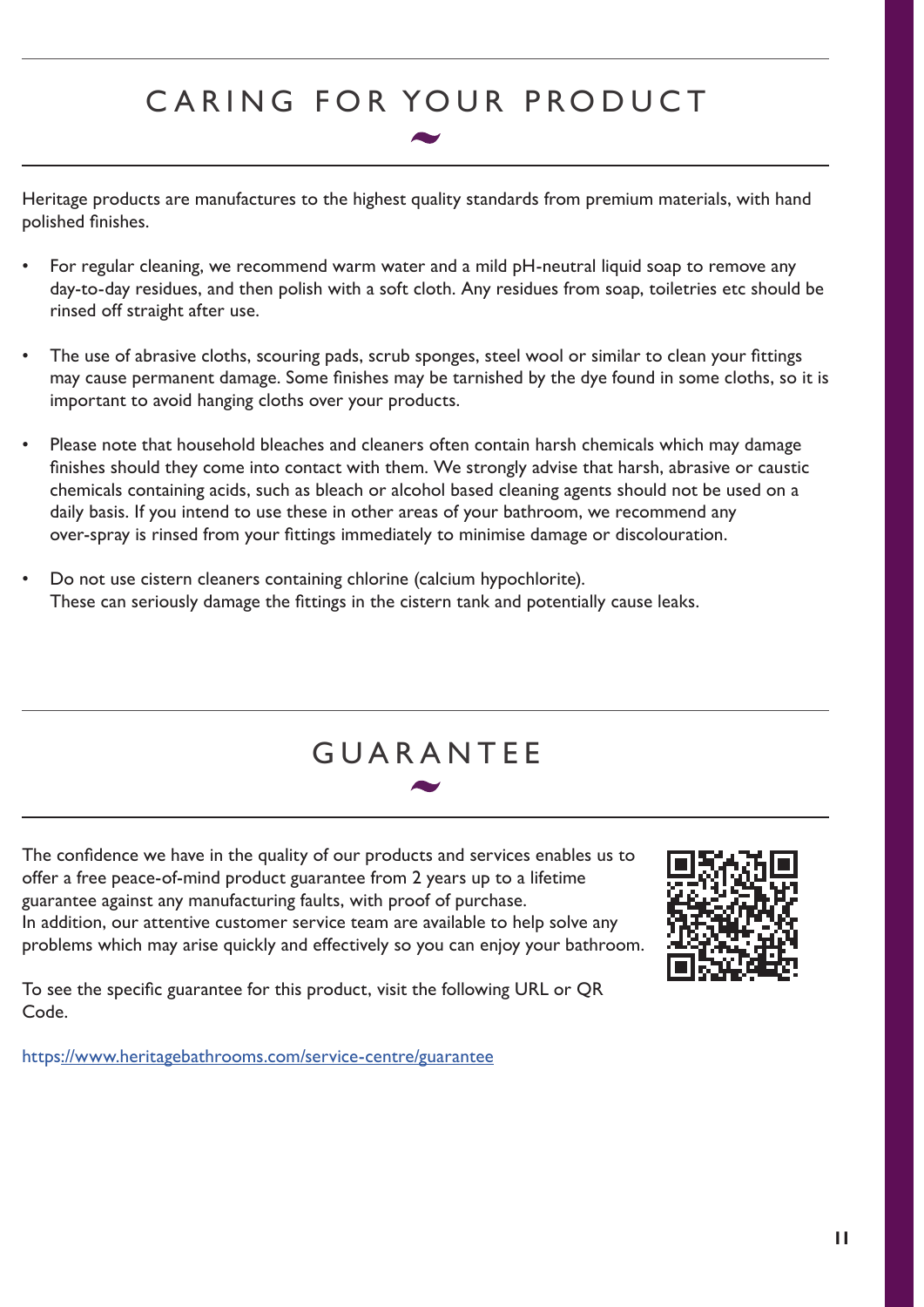# CARING FOR YOUR PRODUCT

Heritage products are manufactures to the highest quality standards from premium materials, with hand polished finishes.

- For regular cleaning, we recommend warm water and a mild pH-neutral liquid soap to remove any day-to-day residues, and then polish with a soft cloth. Any residues from soap, toiletries etc should be rinsed off straight after use.
- The use of abrasive cloths, scouring pads, scrub sponges, steel wool or similar to clean your fittings may cause permanent damage. Some finishes may be tarnished by the dye found in some cloths, so it is important to avoid hanging cloths over your products.
- Please note that household bleaches and cleaners often contain harsh chemicals which may damage finishes should they come into contact with them. We strongly advise that harsh, abrasive or caustic chemicals containing acids, such as bleach or alcohol based cleaning agents should not be used on a daily basis. If you intend to use these in other areas of your bathroom, we recommend any over-spray is rinsed from your fittings immediately to minimise damage or discolouration.
- Do not use cistern cleaners containing chlorine (calcium hypochlorite). These can seriously damage the fittings in the cistern tank and potentially cause leaks.

# GUARANTEE

The confidence we have in the quality of our products and services enables us to offer a free peace-of-mind product guarantee from 2 years up to a lifetime guarantee against any manufacturing faults, with proof of purchase. In addition, our attentive customer service team are available to help solve any problems which may arise quickly and effectively so you can enjoy your bathroom.

To see the specific guarantee for this product, visit the following URL or QR Code.

https://www.heritagebathrooms.com/service-centre/guarantee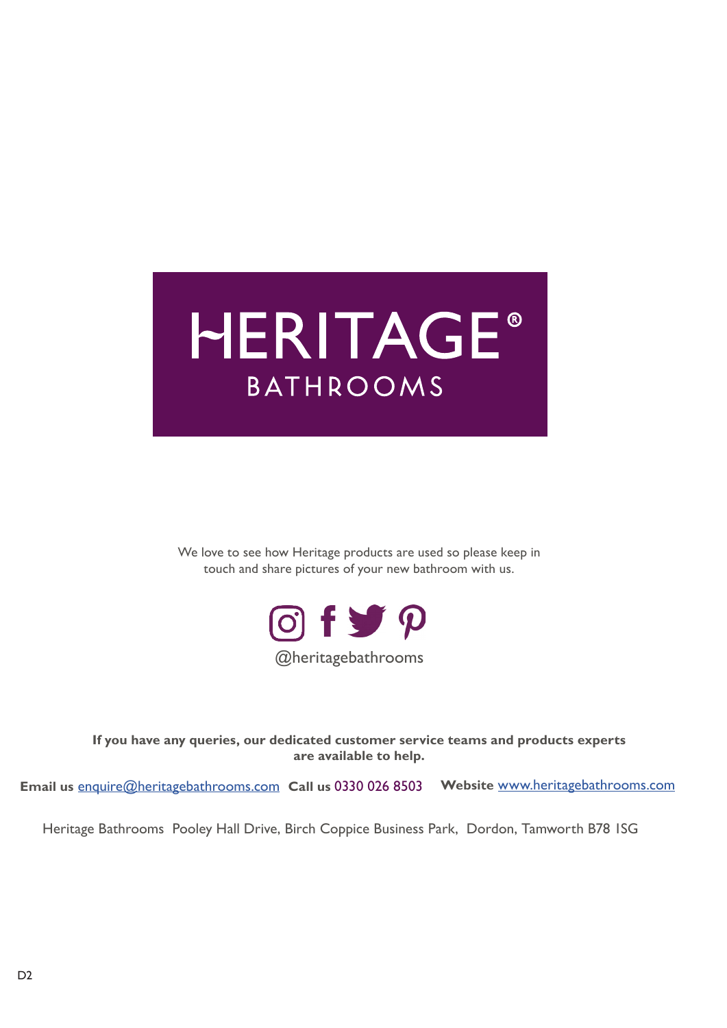# HERITAGE®

## BATHROOMS

We love to see how Heritage products are used so please keep in touch and share pictures of your new bathroom with us.

@heritagebathrooms

**If you have any queries, our dedicated customer service teams and products experts are available to help.**

**Email us** enquire@heritagebathrooms.com **Call us** 0330 026 8503 **Website** www.heritagebathrooms.com

Heritage Bathrooms Pooley Hall Drive, Birch Coppice Business Park, Dordon, Tamworth B78 1SG

D2